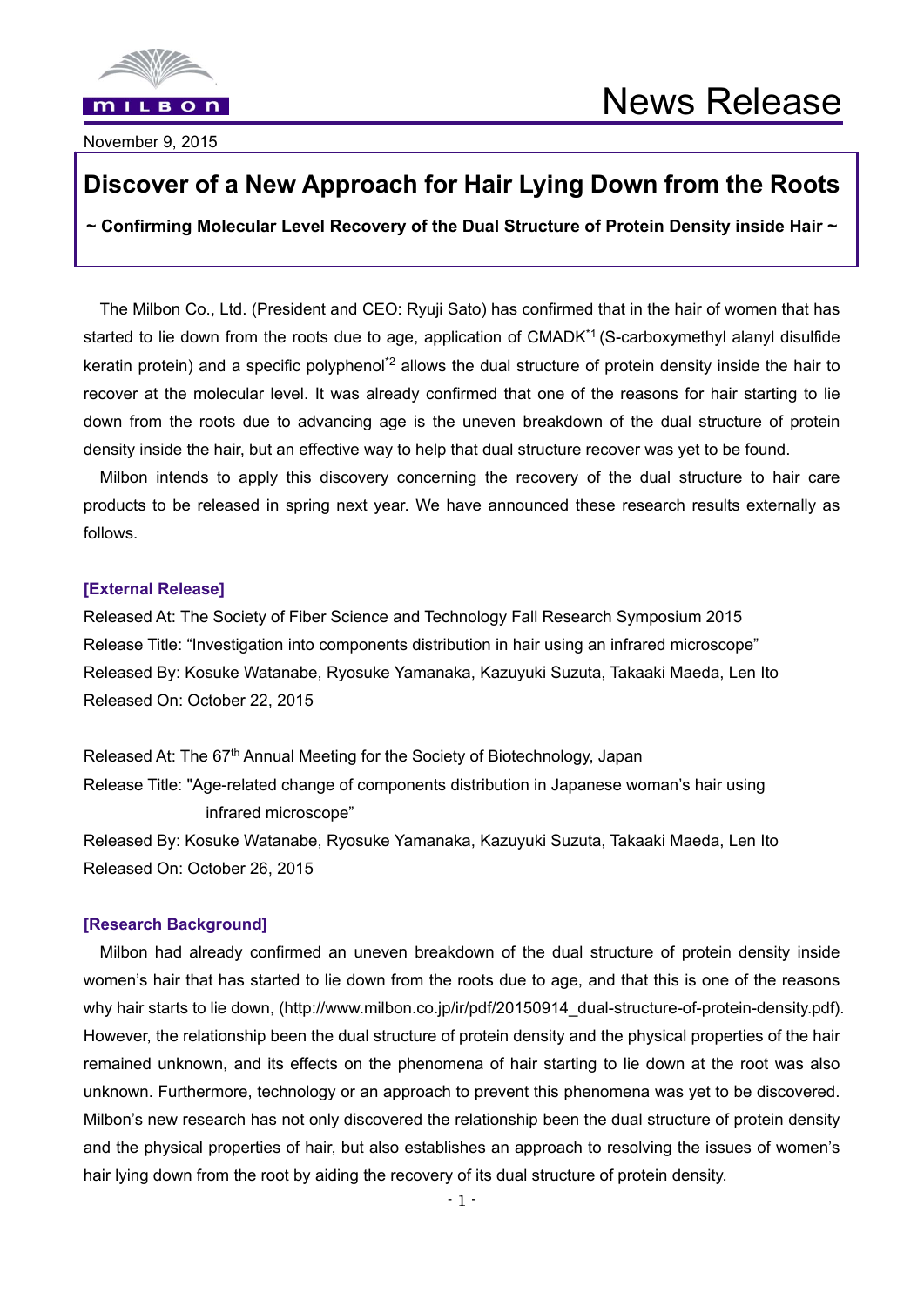November 9, 2015

# Discover of a New Approach for Hair Lying Down from the Roots

**~ Confirming Molecular Level Recovery of the Dual Structure of Protein Density inside Hair ~**

The Milbon Co., Ltd. (President and CEO: Ryuji Sato) has confirmed that in the hair of women that has started to lie down from the roots due to age, application of CMADK[*1] (S-carboxymethyl alanyl disulfide keratin protein) and a specific polyphenol[*2] allows the dual structure of protein density inside the hair to recover at the molecular level. It was already confirmed that one of the reasons for hair starting to lie down from the roots due to advancing age is the uneven breakdown of the dual structure of protein density inside the hair, but an effective way to help that dual structure recover was yet to be found.

Milbon intends to apply this discovery concerning the recovery of the dual structure to hair care products to be released in spring next year. We have announced these research results externally as follows.

**[External Release]**

Released At: The Society of Fiber Science and Technology Fall Research Symposium 2015
Release Title: "Investigation into components distribution in hair using an infrared microscope"
Released By: Kosuke Watanabe, Ryosuke Yamanaka, Kazuyuki Suzuta, Takaaki Maeda, Len Ito
Released On: October 22, 2015

Released At: The 67th Annual Meeting for the Society of Biotechnology, Japan
Release Title: "Age-related change of components distribution in Japanese woman's hair using infrared microscope"
Released By: Kosuke Watanabe, Ryosuke Yamanaka, Kazuyuki Suzuta, Takaaki Maeda, Len Ito
Released On: October 26, 2015

**[Research Background]**

Milbon had already confirmed an uneven breakdown of the dual structure of protein density inside women's hair that has started to lie down from the roots due to age, and that this is one of the reasons why hair starts to lie down, (http://www.milbon.co.jp/ir/pdf/20150914_dual-structure-of-protein-density.pdf). However, the relationship been the dual structure of protein density and the physical properties of the hair remained unknown, and its effects on the phenomena of hair starting to lie down at the root was also unknown. Furthermore, technology or an approach to prevent this phenomena was yet to be discovered. Milbon's new research has not only discovered the relationship been the dual structure of protein density and the physical properties of hair, but also establishes an approach to resolving the issues of women's hair lying down from the root by aiding the recovery of its dual structure of protein density.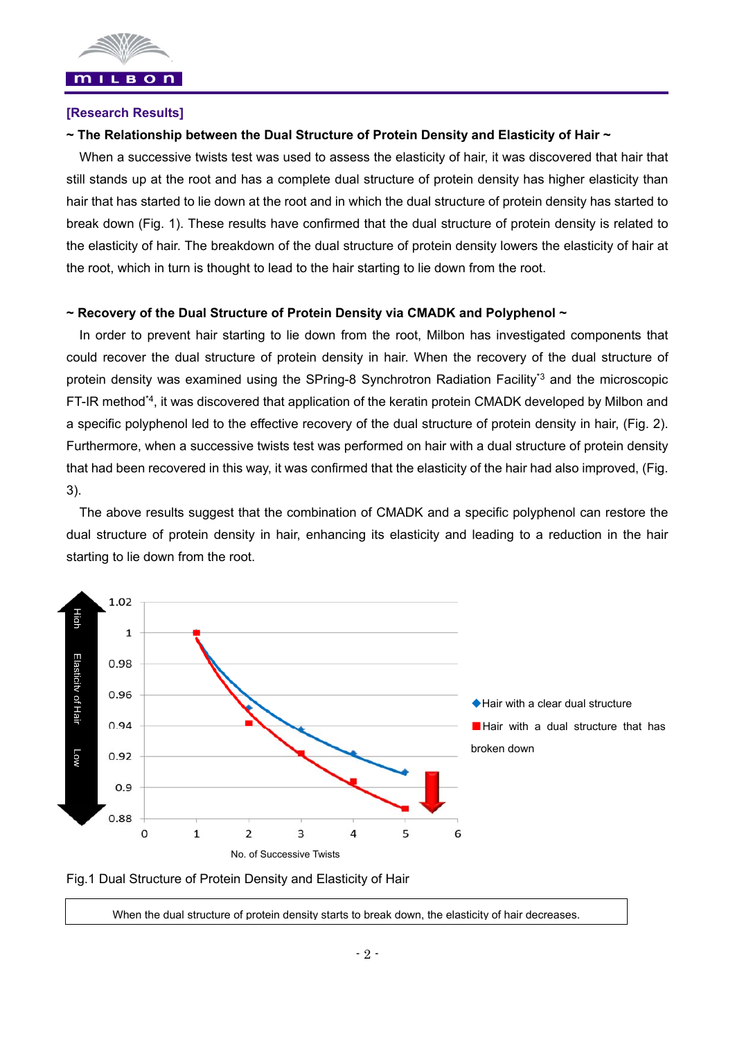**[Research Results]**

**~ The Relationship between the Dual Structure of Protein Density and Elasticity of Hair ~**

When a successive twists test was used to assess the elasticity of hair, it was discovered that hair that still stands up at the root and has a complete dual structure of protein density has higher elasticity than hair that has started to lie down at the root and in which the dual structure of protein density has started to break down (Fig. 1). These results have confirmed that the dual structure of protein density is related to the elasticity of hair. The breakdown of the dual structure of protein density lowers the elasticity of hair at the root, which in turn is thought to lead to the hair starting to lie down from the root.

**~ Recovery of the Dual Structure of Protein Density via CMADK and Polyphenol ~**

In order to prevent hair starting to lie down from the root, Milbon has investigated components that could recover the dual structure of protein density in hair. When the recovery of the dual structure of protein density was examined using the SPring-8 Synchrotron Radiation Facility[*3] and the microscopic FT-IR method[*4], it was discovered that application of the keratin protein CMADK developed by Milbon and a specific polyphenol led to the effective recovery of the dual structure of protein density in hair, (Fig. 2). Furthermore, when a successive twists test was performed on hair with a dual structure of protein density that had been recovered in this way, it was confirmed that the elasticity of the hair had also improved, (Fig. 3).

The above results suggest that the combination of CMADK and a specific polyphenol can restore the dual structure of protein density in hair, enhancing its elasticity and leading to a reduction in the hair starting to lie down from the root.

Fig.1 Dual Structure of Protein Density and Elasticity of Hair

When the dual structure of protein density starts to break down, the elasticity of hair decreases.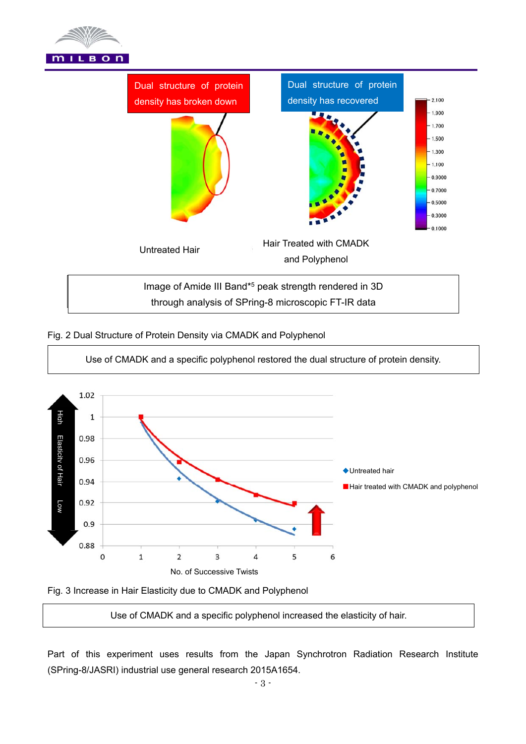Dual structure of protein density has broken down

Dual structure of protein density has recovered

Untreated Hair

Hair Treated with CMADK and Polyphenol

Image of Amide III Band*5 peak strength rendered in 3D through analysis of SPring-8 microscopic FT-IR data

Fig. 2 Dual Structure of Protein Density via CMADK and Polyphenol

Use of CMADK and a specific polyphenol restored the dual structure of protein density.

Fig. 3 Increase in Hair Elasticity due to CMADK and Polyphenol

Use of CMADK and a specific polyphenol increased the elasticity of hair.

Part of this experiment uses results from the Japan Synchrotron Radiation Research Institute (SPring-8/JASRI) industrial use general research 2015A1654.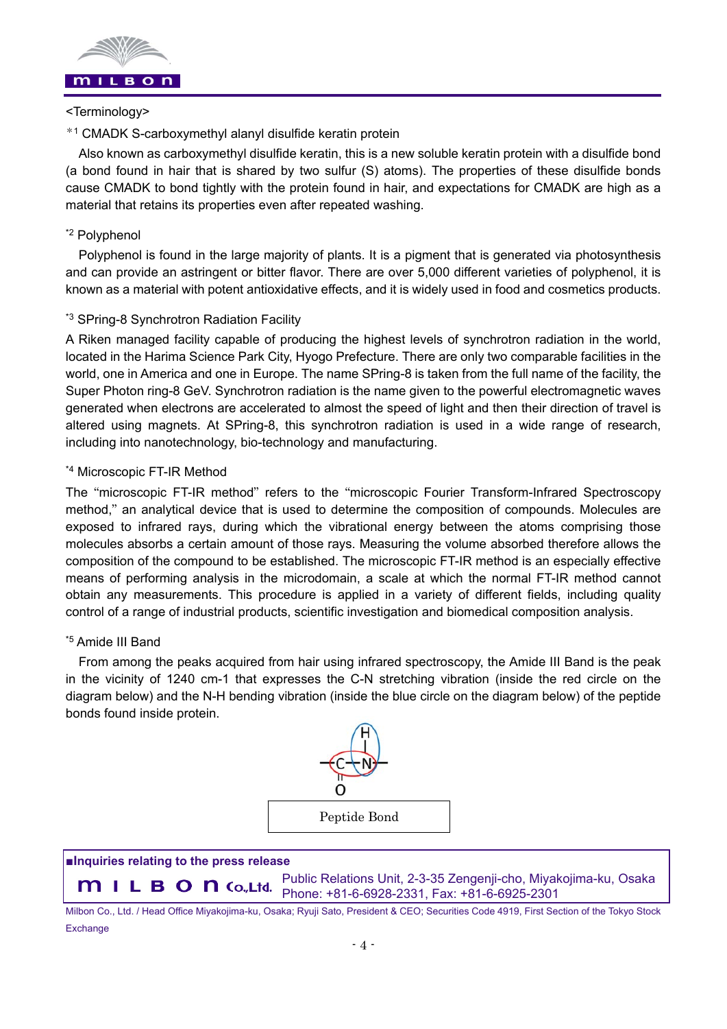<Terminology>

*1 CMADK S-carboxymethyl alanyl disulfide keratin protein

Also known as carboxymethyl disulfide keratin, this is a new soluble keratin protein with a disulfide bond (a bond found in hair that is shared by two sulfur (S) atoms). The properties of these disulfide bonds cause CMADK to bond tightly with the protein found in hair, and expectations for CMADK are high as a material that retains its properties even after repeated washing.

*2 Polyphenol

Polyphenol is found in the large majority of plants. It is a pigment that is generated via photosynthesis and can provide an astringent or bitter flavor. There are over 5,000 different varieties of polyphenol, it is known as a material with potent antioxidative effects, and it is widely used in food and cosmetics products.

*3 SPring-8 Synchrotron Radiation Facility

A Riken managed facility capable of producing the highest levels of synchrotron radiation in the world, located in the Harima Science Park City, Hyogo Prefecture. There are only two comparable facilities in the world, one in America and one in Europe. The name SPring-8 is taken from the full name of the facility, the Super Photon ring-8 GeV. Synchrotron radiation is the name given to the powerful electromagnetic waves generated when electrons are accelerated to almost the speed of light and then their direction of travel is altered using magnets. At SPring-8, this synchrotron radiation is used in a wide range of research, including into nanotechnology, bio-technology and manufacturing.

*4 Microscopic FT-IR Method

The "microscopic FT-IR method" refers to the "microscopic Fourier Transform-Infrared Spectroscopy method," an analytical device that is used to determine the composition of compounds. Molecules are exposed to infrared rays, during which the vibrational energy between the atoms comprising those molecules absorbs a certain amount of those rays. Measuring the volume absorbed therefore allows the composition of the compound to be established. The microscopic FT-IR method is an especially effective means of performing analysis in the microdomain, a scale at which the normal FT-IR method cannot obtain any measurements. This procedure is applied in a variety of different fields, including quality control of a range of industrial products, scientific investigation and biomedical composition analysis.

*5 Amide III Band

From among the peaks acquired from hair using infrared spectroscopy, the Amide III Band is the peak in the vicinity of 1240 cm-1 that expresses the C-N stretching vibration (inside the red circle on the diagram below) and the N-H bending vibration (inside the blue circle on the diagram below) of the peptide bonds found inside protein.

H

C N

O

Peptide Bond

**■Inquiries relating to the press release**

MILBON Co.,Ltd. Public Relations Unit, 2-3-35 Zengenji-cho, Miyakojima-ku, Osaka
Phone: +81-6-6928-2331, Fax: +81-6-6925-2301

Milbon Co., Ltd. / Head Office Miyakojima-ku, Osaka; Ryuji Sato, President & CEO; Securities Code 4919, First Section of the Tokyo Stock Exchange